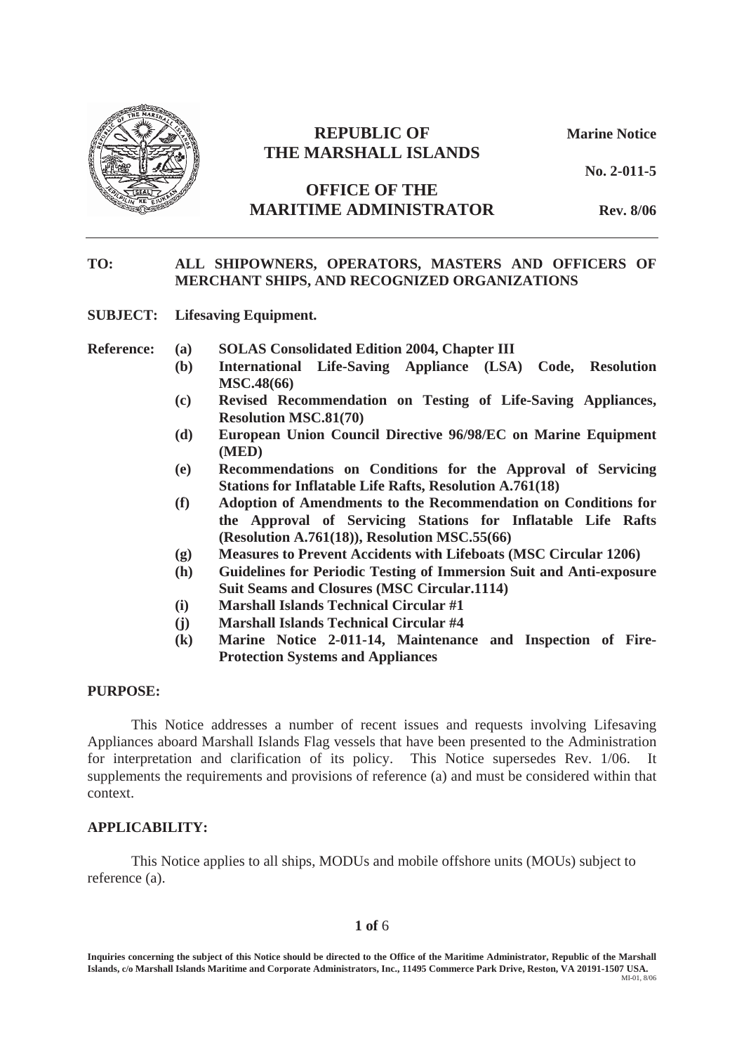# REPUBLIC OF THE MARSHALL ISLANDS

**Marine Notice**

**No. 2-011-5**

## OFFICE OF THE MARITIME ADMINISTRATOR

**Rev. 8/06**

---

**TO:** **ALL SHIPOWNERS, OPERATORS, MASTERS AND OFFICERS OF MERCHANT SHIPS, AND RECOGNIZED ORGANIZATIONS**

**SUBJECT:** **Lifesaving Equipment.**

**Reference:**

- **(a)** **SOLAS Consolidated Edition 2004, Chapter III**
- **(b)** **International Life-Saving Appliance (LSA) Code, Resolution MSC.48(66)**
- **(c)** **Revised Recommendation on Testing of Life-Saving Appliances, Resolution MSC.81(70)**
- **(d)** **European Union Council Directive 96/98/EC on Marine Equipment (MED)**
- **(e)** **Recommendations on Conditions for the Approval of Servicing Stations for Inflatable Life Rafts, Resolution A.761(18)**
- **(f)** **Adoption of Amendments to the Recommendation on Conditions for the Approval of Servicing Stations for Inflatable Life Rafts (Resolution A.761(18)), Resolution MSC.55(66)**
- **(g)** **Measures to Prevent Accidents with Lifeboats (MSC Circular 1206)**
- **(h)** **Guidelines for Periodic Testing of Immersion Suit and Anti-exposure Suit Seams and Closures (MSC Circular.1114)**
- **(i)** **Marshall Islands Technical Circular #1**
- **(j)** **Marshall Islands Technical Circular #4**
- **(k)** **Marine Notice 2-011-14, Maintenance and Inspection of Fire-Protection Systems and Appliances**

**PURPOSE:**

This Notice addresses a number of recent issues and requests involving Lifesaving Appliances aboard Marshall Islands Flag vessels that have been presented to the Administration for interpretation and clarification of its policy. This Notice supersedes Rev. 1/06. It supplements the requirements and provisions of reference (a) and must be considered within that context.

**APPLICABILITY:**

This Notice applies to all ships, MODUs and mobile offshore units (MOUs) subject to reference (a).

Inquiries concerning the subject of this Notice should be directed to the Office of the Maritime Administrator, Republic of the Marshall Islands, c/o Marshall Islands Maritime and Corporate Administrators, Inc., 11495 Commerce Park Drive, Reston, VA 20191-1507 USA.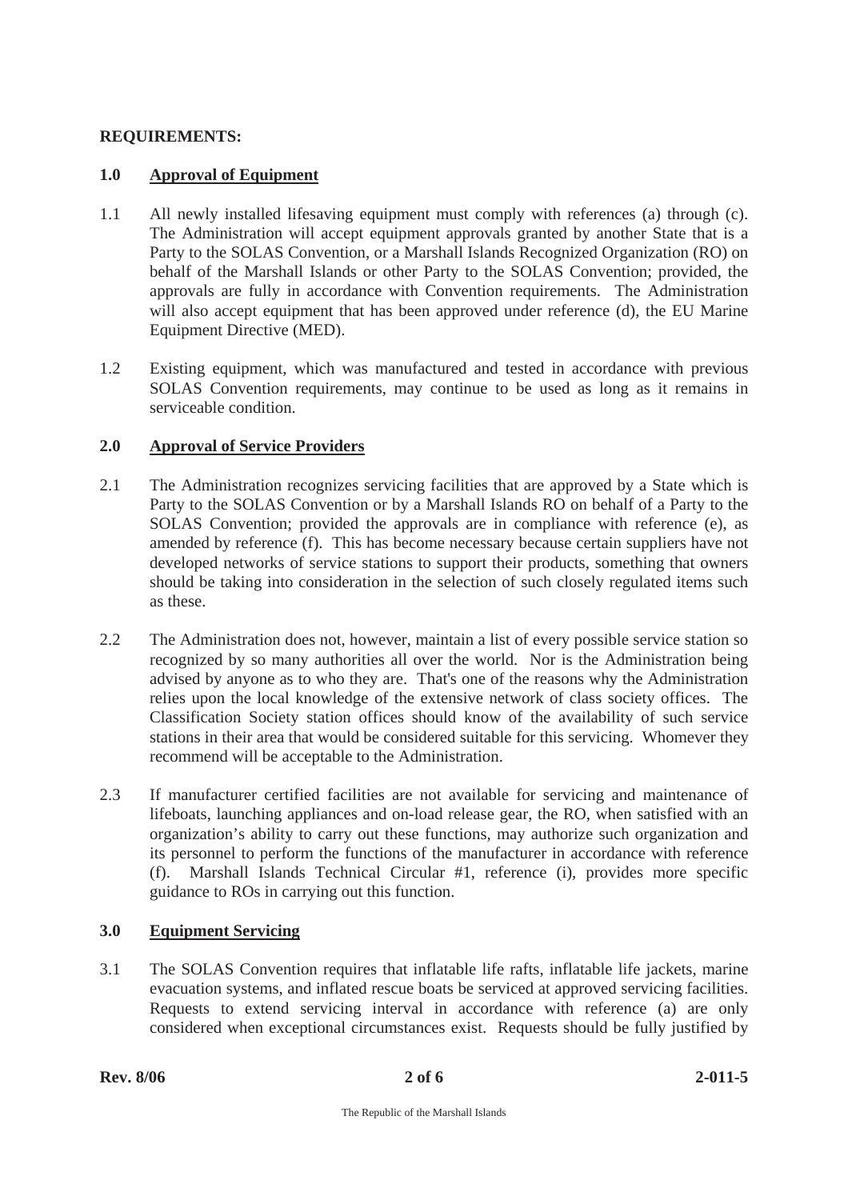**REQUIREMENTS:**

**1.0 Approval of Equipment**

1.1 All newly installed lifesaving equipment must comply with references (a) through (c). The Administration will accept equipment approvals granted by another State that is a Party to the SOLAS Convention, or a Marshall Islands Recognized Organization (RO) on behalf of the Marshall Islands or other Party to the SOLAS Convention; provided, the approvals are fully in accordance with Convention requirements. The Administration will also accept equipment that has been approved under reference (d), the EU Marine Equipment Directive (MED).

1.2 Existing equipment, which was manufactured and tested in accordance with previous SOLAS Convention requirements, may continue to be used as long as it remains in serviceable condition.

**2.0 Approval of Service Providers**

2.1 The Administration recognizes servicing facilities that are approved by a State which is Party to the SOLAS Convention or by a Marshall Islands RO on behalf of a Party to the SOLAS Convention; provided the approvals are in compliance with reference (e), as amended by reference (f). This has become necessary because certain suppliers have not developed networks of service stations to support their products, something that owners should be taking into consideration in the selection of such closely regulated items such as these.

2.2 The Administration does not, however, maintain a list of every possible service station so recognized by so many authorities all over the world. Nor is the Administration being advised by anyone as to who they are. That's one of the reasons why the Administration relies upon the local knowledge of the extensive network of class society offices. The Classification Society station offices should know of the availability of such service stations in their area that would be considered suitable for this servicing. Whomever they recommend will be acceptable to the Administration.

2.3 If manufacturer certified facilities are not available for servicing and maintenance of lifeboats, launching appliances and on-load release gear, the RO, when satisfied with an organization's ability to carry out these functions, may authorize such organization and its personnel to perform the functions of the manufacturer in accordance with reference (f). Marshall Islands Technical Circular #1, reference (i), provides more specific guidance to ROs in carrying out this function.

**3.0 Equipment Servicing**

3.1 The SOLAS Convention requires that inflatable life rafts, inflatable life jackets, marine evacuation systems, and inflated rescue boats be serviced at approved servicing facilities. Requests to extend servicing interval in accordance with reference (a) are only considered when exceptional circumstances exist. Requests should be fully justified by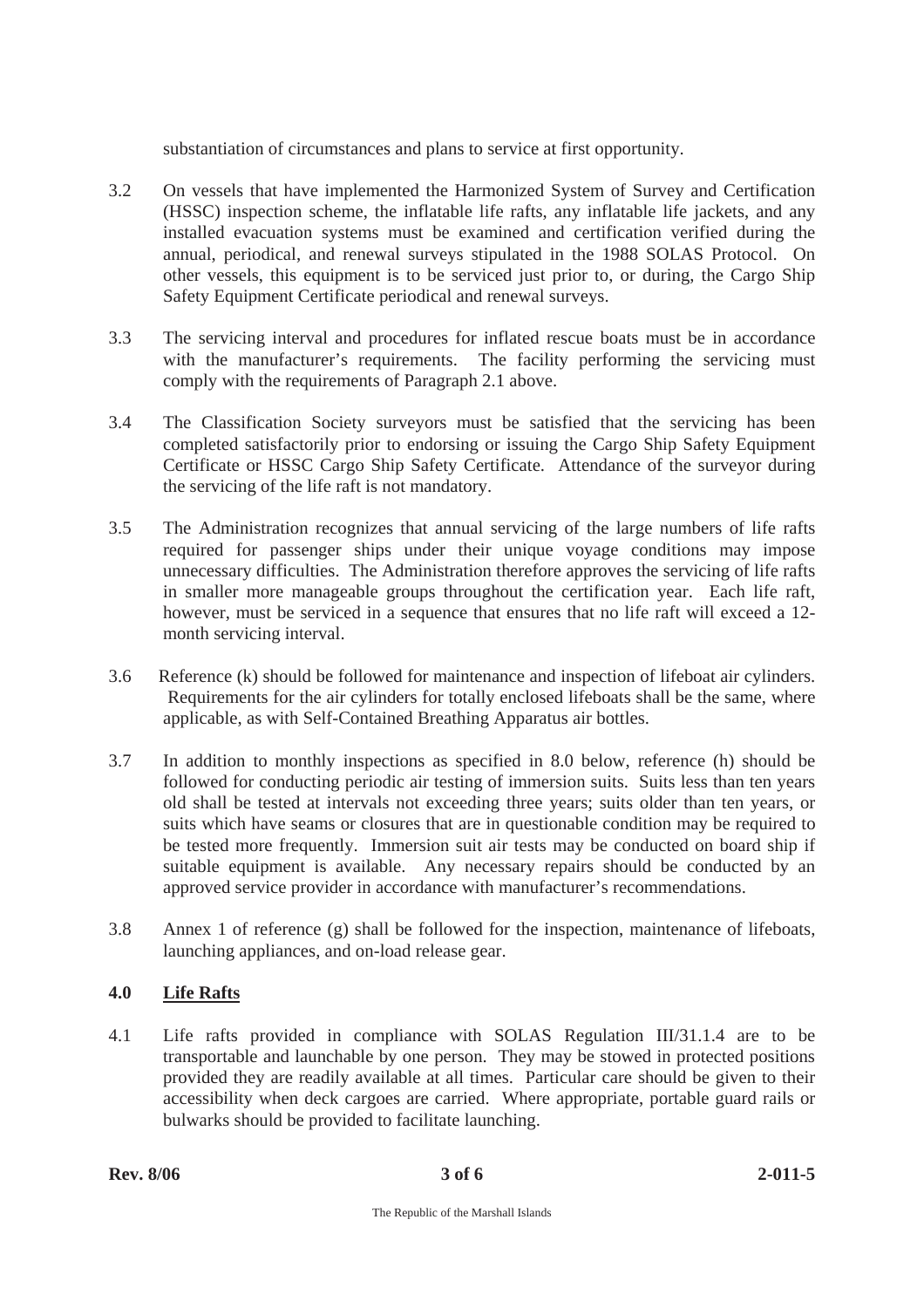substantiation of circumstances and plans to service at first opportunity.

3.2 On vessels that have implemented the Harmonized System of Survey and Certification (HSSC) inspection scheme, the inflatable life rafts, any inflatable life jackets, and any installed evacuation systems must be examined and certification verified during the annual, periodical, and renewal surveys stipulated in the 1988 SOLAS Protocol. On other vessels, this equipment is to be serviced just prior to, or during, the Cargo Ship Safety Equipment Certificate periodical and renewal surveys.

3.3 The servicing interval and procedures for inflated rescue boats must be in accordance with the manufacturer's requirements. The facility performing the servicing must comply with the requirements of Paragraph 2.1 above.

3.4 The Classification Society surveyors must be satisfied that the servicing has been completed satisfactorily prior to endorsing or issuing the Cargo Ship Safety Equipment Certificate or HSSC Cargo Ship Safety Certificate. Attendance of the surveyor during the servicing of the life raft is not mandatory.

3.5 The Administration recognizes that annual servicing of the large numbers of life rafts required for passenger ships under their unique voyage conditions may impose unnecessary difficulties. The Administration therefore approves the servicing of life rafts in smaller more manageable groups throughout the certification year. Each life raft, however, must be serviced in a sequence that ensures that no life raft will exceed a 12-month servicing interval.

3.6 Reference (k) should be followed for maintenance and inspection of lifeboat air cylinders. Requirements for the air cylinders for totally enclosed lifeboats shall be the same, where applicable, as with Self-Contained Breathing Apparatus air bottles.

3.7 In addition to monthly inspections as specified in 8.0 below, reference (h) should be followed for conducting periodic air testing of immersion suits. Suits less than ten years old shall be tested at intervals not exceeding three years; suits older than ten years, or suits which have seams or closures that are in questionable condition may be required to be tested more frequently. Immersion suit air tests may be conducted on board ship if suitable equipment is available. Any necessary repairs should be conducted by an approved service provider in accordance with manufacturer's recommendations.

3.8 Annex 1 of reference (g) shall be followed for the inspection, maintenance of lifeboats, launching appliances, and on-load release gear.

## 4.0 Life Rafts

4.1 Life rafts provided in compliance with SOLAS Regulation III/31.1.4 are to be transportable and launchable by one person. They may be stowed in protected positions provided they are readily available at all times. Particular care should be given to their accessibility when deck cargoes are carried. Where appropriate, portable guard rails or bulwarks should be provided to facilitate launching.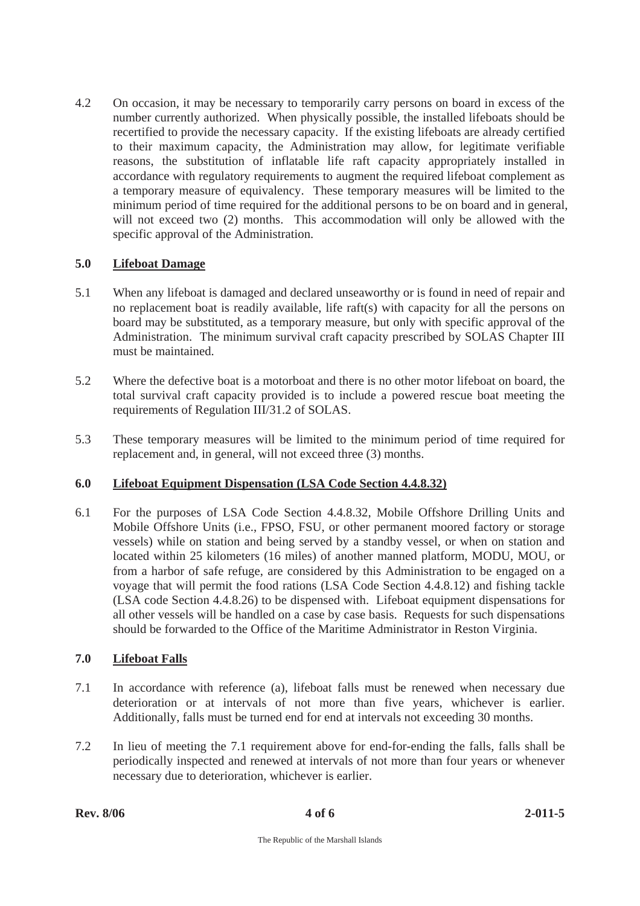4.2 On occasion, it may be necessary to temporarily carry persons on board in excess of the number currently authorized. When physically possible, the installed lifeboats should be recertified to provide the necessary capacity. If the existing lifeboats are already certified to their maximum capacity, the Administration may allow, for legitimate verifiable reasons, the substitution of inflatable life raft capacity appropriately installed in accordance with regulatory requirements to augment the required lifeboat complement as a temporary measure of equivalency. These temporary measures will be limited to the minimum period of time required for the additional persons to be on board and in general, will not exceed two (2) months. This accommodation will only be allowed with the specific approval of the Administration.

## 5.0 Lifeboat Damage

5.1 When any lifeboat is damaged and declared unseaworthy or is found in need of repair and no replacement boat is readily available, life raft(s) with capacity for all the persons on board may be substituted, as a temporary measure, but only with specific approval of the Administration. The minimum survival craft capacity prescribed by SOLAS Chapter III must be maintained.

5.2 Where the defective boat is a motorboat and there is no other motor lifeboat on board, the total survival craft capacity provided is to include a powered rescue boat meeting the requirements of Regulation III/31.2 of SOLAS.

5.3 These temporary measures will be limited to the minimum period of time required for replacement and, in general, will not exceed three (3) months.

## 6.0 Lifeboat Equipment Dispensation (LSA Code Section 4.4.8.32)

6.1 For the purposes of LSA Code Section 4.4.8.32, Mobile Offshore Drilling Units and Mobile Offshore Units (i.e., FPSO, FSU, or other permanent moored factory or storage vessels) while on station and being served by a standby vessel, or when on station and located within 25 kilometers (16 miles) of another manned platform, MODU, MOU, or from a harbor of safe refuge, are considered by this Administration to be engaged on a voyage that will permit the food rations (LSA Code Section 4.4.8.12) and fishing tackle (LSA code Section 4.4.8.26) to be dispensed with. Lifeboat equipment dispensations for all other vessels will be handled on a case by case basis. Requests for such dispensations should be forwarded to the Office of the Maritime Administrator in Reston Virginia.

## 7.0 Lifeboat Falls

7.1 In accordance with reference (a), lifeboat falls must be renewed when necessary due deterioration or at intervals of not more than five years, whichever is earlier. Additionally, falls must be turned end for end at intervals not exceeding 30 months.

7.2 In lieu of meeting the 7.1 requirement above for end-for-ending the falls, falls shall be periodically inspected and renewed at intervals of not more than four years or whenever necessary due to deterioration, whichever is earlier.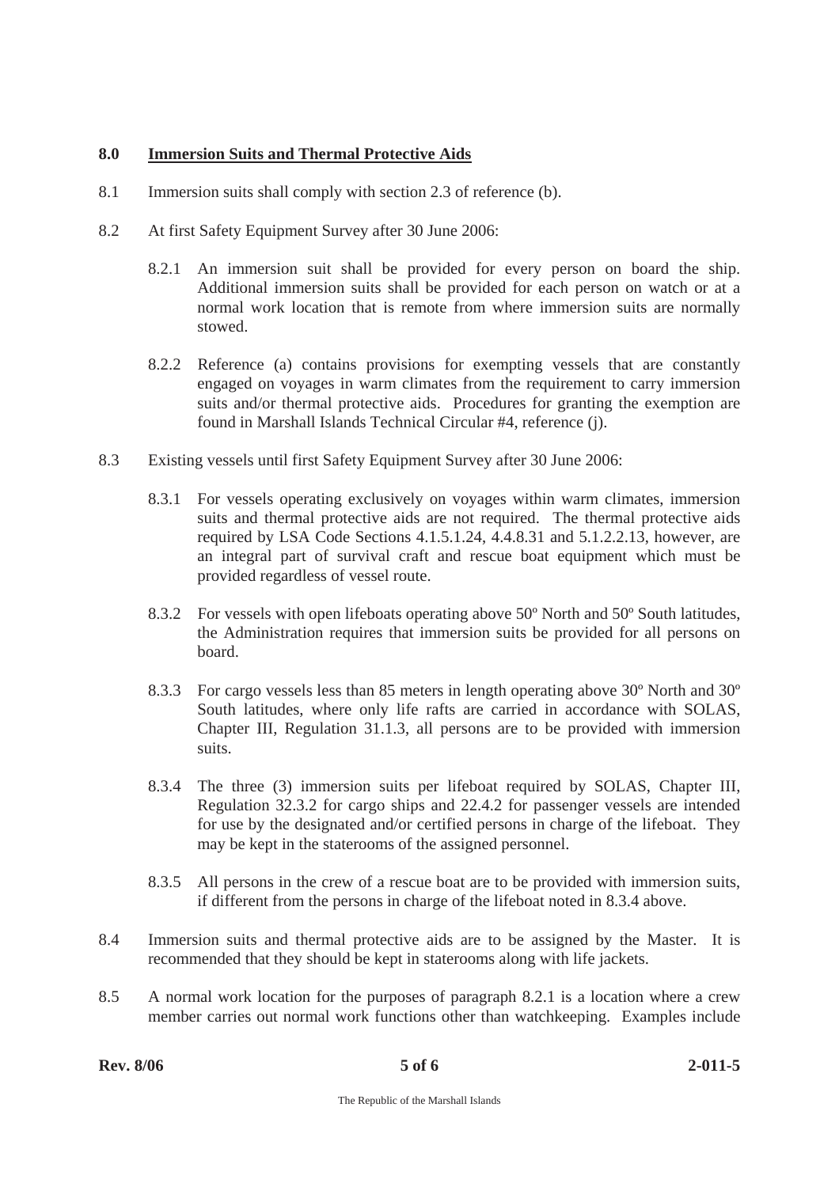## 8.0 Immersion Suits and Thermal Protective Aids

8.1 Immersion suits shall comply with section 2.3 of reference (b).

8.2 At first Safety Equipment Survey after 30 June 2006:

8.2.1 An immersion suit shall be provided for every person on board the ship. Additional immersion suits shall be provided for each person on watch or at a normal work location that is remote from where immersion suits are normally stowed.

8.2.2 Reference (a) contains provisions for exempting vessels that are constantly engaged on voyages in warm climates from the requirement to carry immersion suits and/or thermal protective aids. Procedures for granting the exemption are found in Marshall Islands Technical Circular #4, reference (j).

8.3 Existing vessels until first Safety Equipment Survey after 30 June 2006:

8.3.1 For vessels operating exclusively on voyages within warm climates, immersion suits and thermal protective aids are not required. The thermal protective aids required by LSA Code Sections 4.1.5.1.24, 4.4.8.31 and 5.1.2.2.13, however, are an integral part of survival craft and rescue boat equipment which must be provided regardless of vessel route.

8.3.2 For vessels with open lifeboats operating above 50º North and 50º South latitudes, the Administration requires that immersion suits be provided for all persons on board.

8.3.3 For cargo vessels less than 85 meters in length operating above 30º North and 30º South latitudes, where only life rafts are carried in accordance with SOLAS, Chapter III, Regulation 31.1.3, all persons are to be provided with immersion suits.

8.3.4 The three (3) immersion suits per lifeboat required by SOLAS, Chapter III, Regulation 32.3.2 for cargo ships and 22.4.2 for passenger vessels are intended for use by the designated and/or certified persons in charge of the lifeboat. They may be kept in the staterooms of the assigned personnel.

8.3.5 All persons in the crew of a rescue boat are to be provided with immersion suits, if different from the persons in charge of the lifeboat noted in 8.3.4 above.

8.4 Immersion suits and thermal protective aids are to be assigned by the Master. It is recommended that they should be kept in staterooms along with life jackets.

8.5 A normal work location for the purposes of paragraph 8.2.1 is a location where a crew member carries out normal work functions other than watchkeeping. Examples include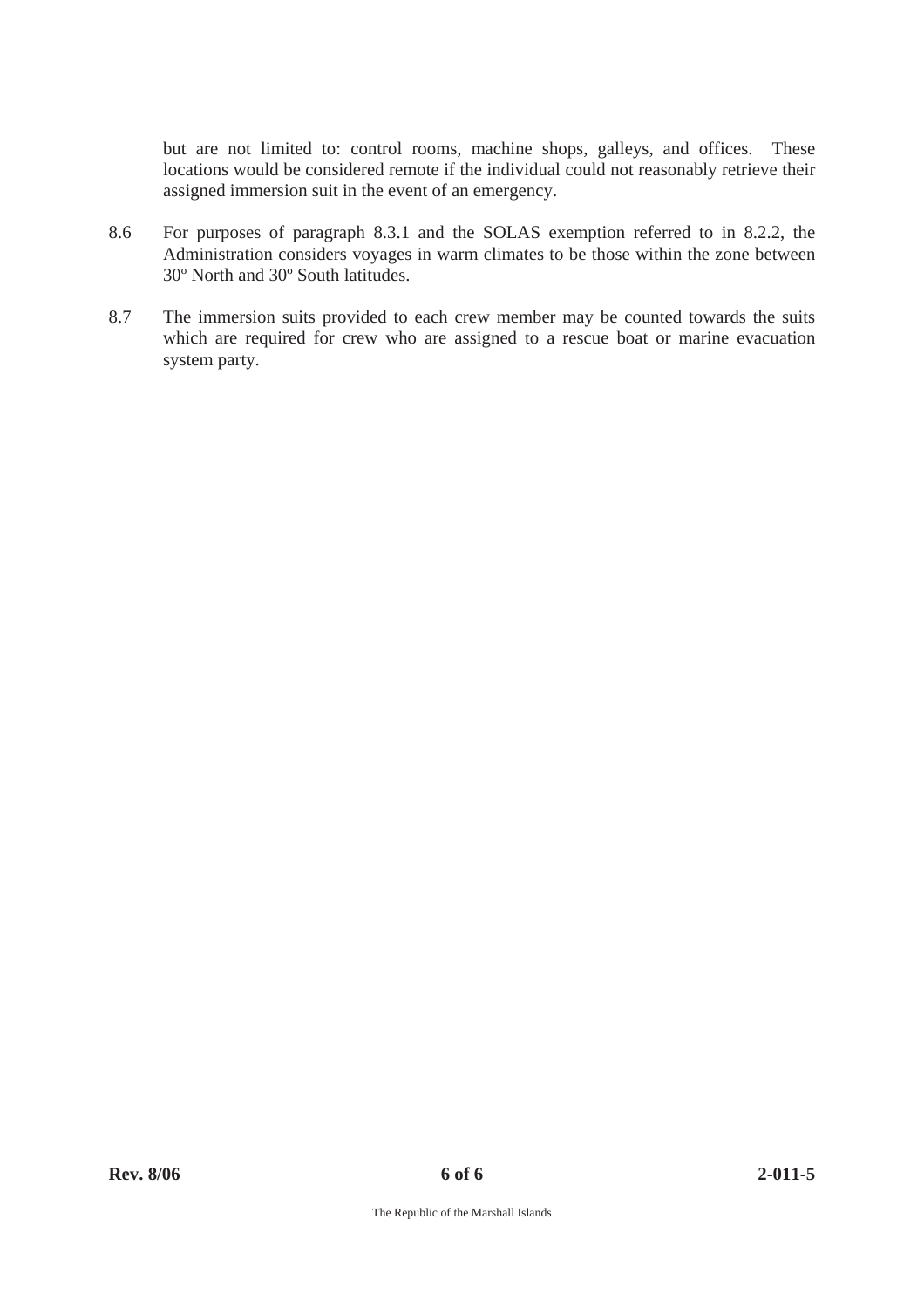but are not limited to: control rooms, machine shops, galleys, and offices. These locations would be considered remote if the individual could not reasonably retrieve their assigned immersion suit in the event of an emergency.

8.6 For purposes of paragraph 8.3.1 and the SOLAS exemption referred to in 8.2.2, the Administration considers voyages in warm climates to be those within the zone between 30º North and 30º South latitudes.

8.7 The immersion suits provided to each crew member may be counted towards the suits which are required for crew who are assigned to a rescue boat or marine evacuation system party.